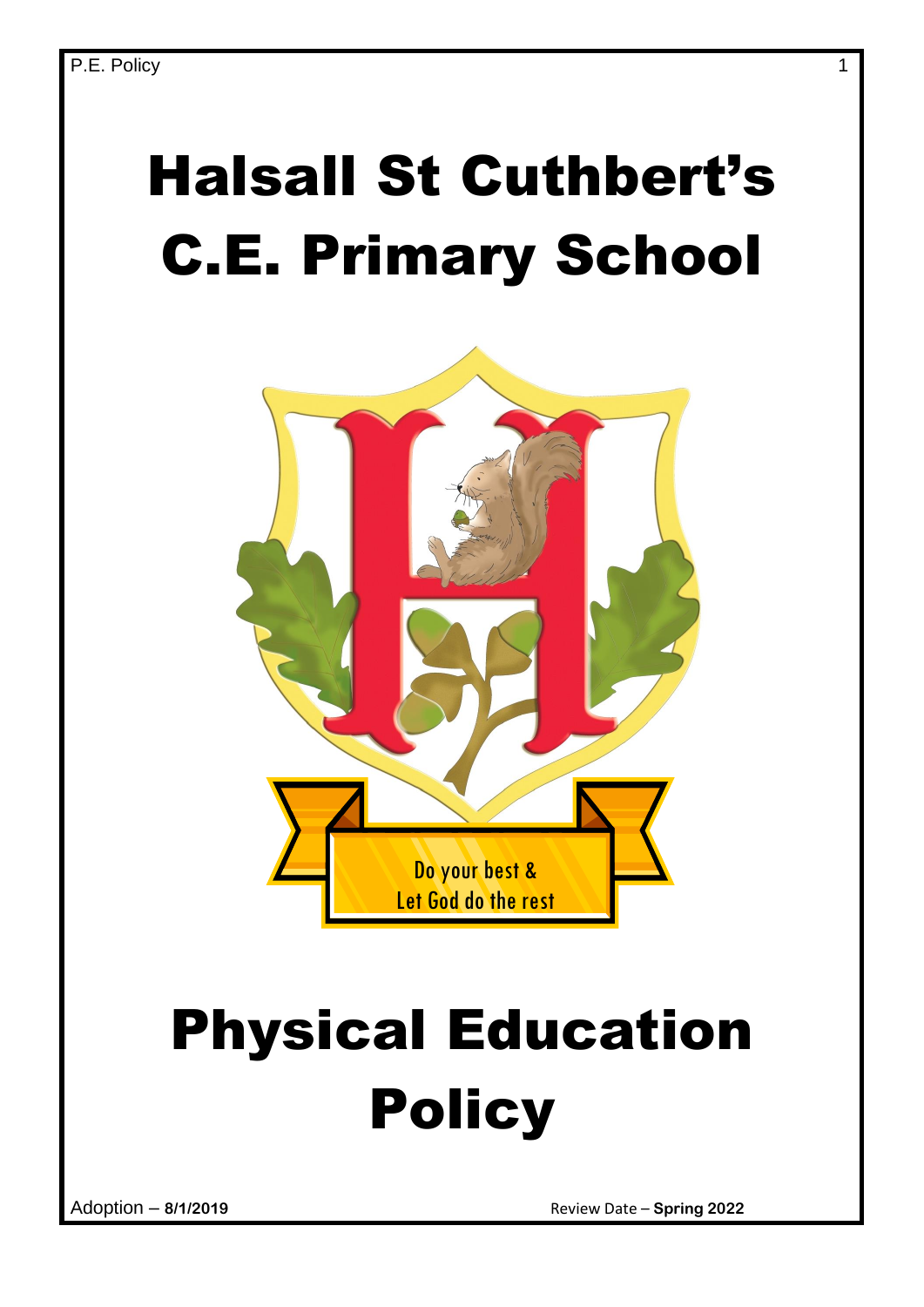# Halsall St Cuthbert's C.E. Primary School

Do your best &
Let God do the rest

# Physical Education Policy

Adoption – **8/1/2019** Review Date – **Spring 2022**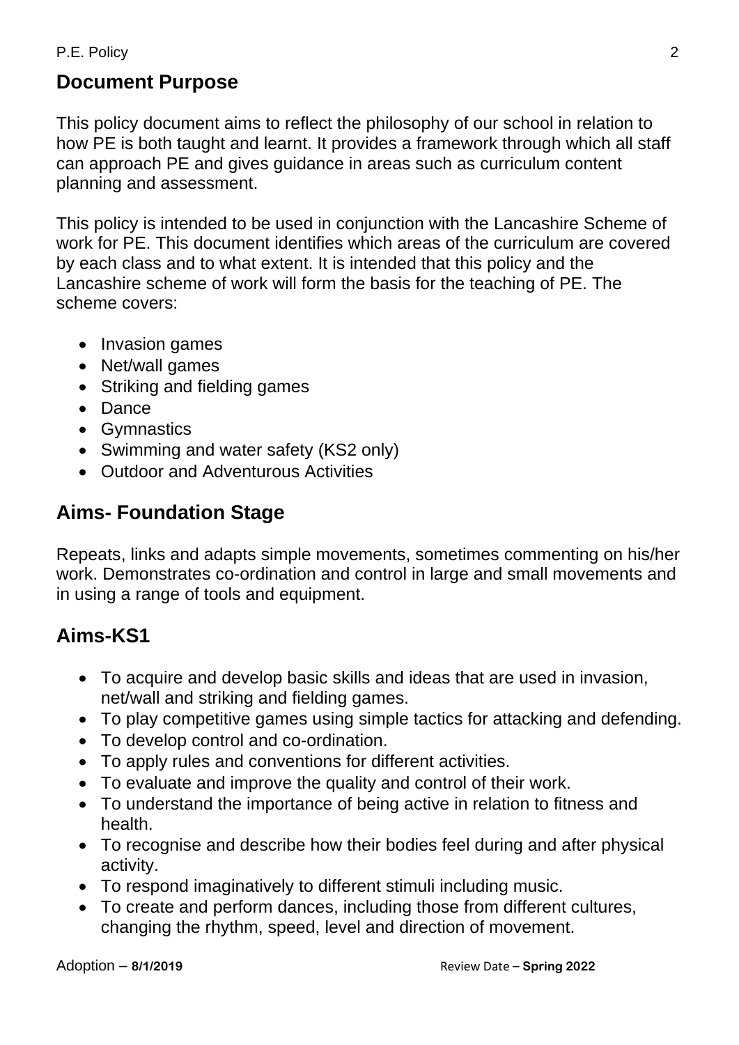## Document Purpose

This policy document aims to reflect the philosophy of our school in relation to how PE is both taught and learnt. It provides a framework through which all staff can approach PE and gives guidance in areas such as curriculum content planning and assessment.

This policy is intended to be used in conjunction with the Lancashire Scheme of work for PE. This document identifies which areas of the curriculum are covered by each class and to what extent. It is intended that this policy and the Lancashire scheme of work will form the basis for the teaching of PE. The scheme covers:

- Invasion games
- Net/wall games
- Striking and fielding games
- Dance
- Gymnastics
- Swimming and water safety (KS2 only)
- Outdoor and Adventurous Activities

## Aims- Foundation Stage

Repeats, links and adapts simple movements, sometimes commenting on his/her work. Demonstrates co-ordination and control in large and small movements and in using a range of tools and equipment.

## Aims-KS1

- To acquire and develop basic skills and ideas that are used in invasion, net/wall and striking and fielding games.
- To play competitive games using simple tactics for attacking and defending.
- To develop control and co-ordination.
- To apply rules and conventions for different activities.
- To evaluate and improve the quality and control of their work.
- To understand the importance of being active in relation to fitness and health.
- To recognise and describe how their bodies feel during and after physical activity.
- To respond imaginatively to different stimuli including music.
- To create and perform dances, including those from different cultures, changing the rhythm, speed, level and direction of movement.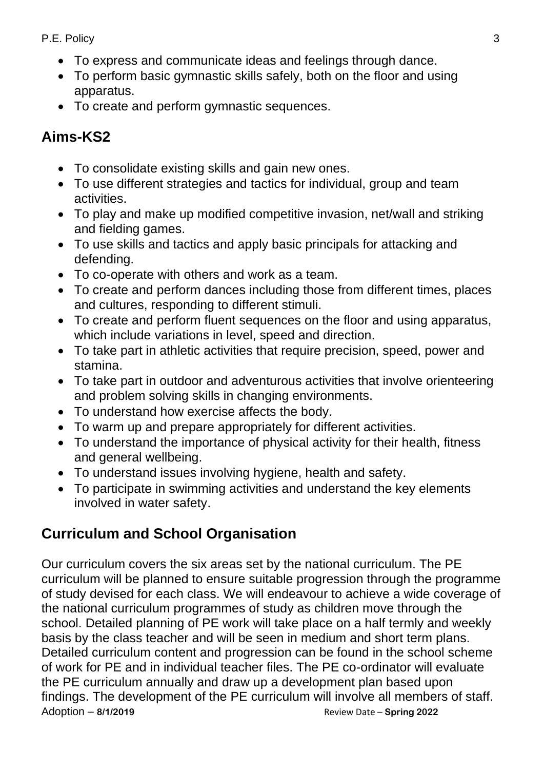- To express and communicate ideas and feelings through dance.
- To perform basic gymnastic skills safely, both on the floor and using apparatus.
- To create and perform gymnastic sequences.

## Aims-KS2

- To consolidate existing skills and gain new ones.
- To use different strategies and tactics for individual, group and team activities.
- To play and make up modified competitive invasion, net/wall and striking and fielding games.
- To use skills and tactics and apply basic principals for attacking and defending.
- To co-operate with others and work as a team.
- To create and perform dances including those from different times, places and cultures, responding to different stimuli.
- To create and perform fluent sequences on the floor and using apparatus, which include variations in level, speed and direction.
- To take part in athletic activities that require precision, speed, power and stamina.
- To take part in outdoor and adventurous activities that involve orienteering and problem solving skills in changing environments.
- To understand how exercise affects the body.
- To warm up and prepare appropriately for different activities.
- To understand the importance of physical activity for their health, fitness and general wellbeing.
- To understand issues involving hygiene, health and safety.
- To participate in swimming activities and understand the key elements involved in water safety.

## Curriculum and School Organisation

Our curriculum covers the six areas set by the national curriculum. The PE curriculum will be planned to ensure suitable progression through the programme of study devised for each class. We will endeavour to achieve a wide coverage of the national curriculum programmes of study as children move through the school. Detailed planning of PE work will take place on a half termly and weekly basis by the class teacher and will be seen in medium and short term plans. Detailed curriculum content and progression can be found in the school scheme of work for PE and in individual teacher files. The PE co-ordinator will evaluate the PE curriculum annually and draw up a development plan based upon findings. The development of the PE curriculum will involve all members of staff.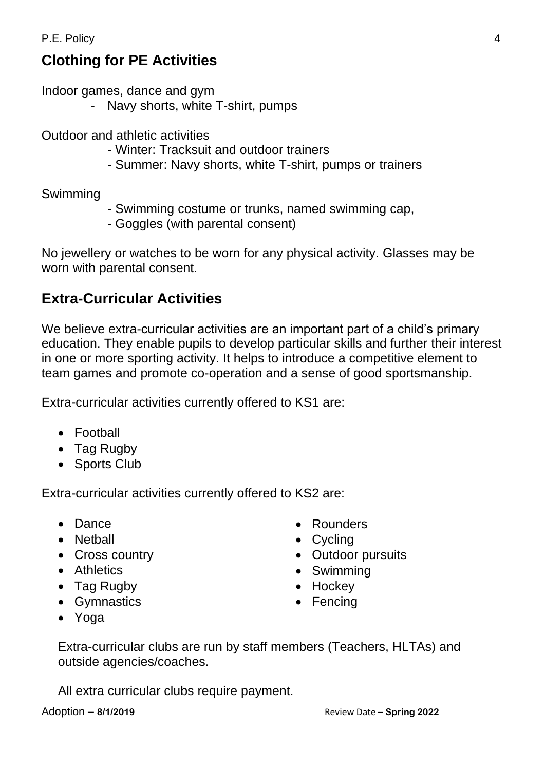## Clothing for PE Activities

Indoor games, dance and gym

- Navy shorts, white T-shirt, pumps

Outdoor and athletic activities

- Winter: Tracksuit and outdoor trainers
- Summer: Navy shorts, white T-shirt, pumps or trainers

Swimming

- Swimming costume or trunks, named swimming cap,
- Goggles (with parental consent)

No jewellery or watches to be worn for any physical activity. Glasses may be worn with parental consent.

## Extra-Curricular Activities

We believe extra-curricular activities are an important part of a child's primary education. They enable pupils to develop particular skills and further their interest in one or more sporting activity. It helps to introduce a competitive element to team games and promote co-operation and a sense of good sportsmanship.

Extra-curricular activities currently offered to KS1 are:

- Football
- Tag Rugby
- Sports Club

Extra-curricular activities currently offered to KS2 are:

- Dance
- Netball
- Cross country
- Athletics
- Tag Rugby
- Gymnastics
- Yoga
- Rounders
- Cycling
- Outdoor pursuits
- Swimming
- Hockey
- Fencing

Extra-curricular clubs are run by staff members (Teachers, HLTAs) and outside agencies/coaches.

All extra curricular clubs require payment.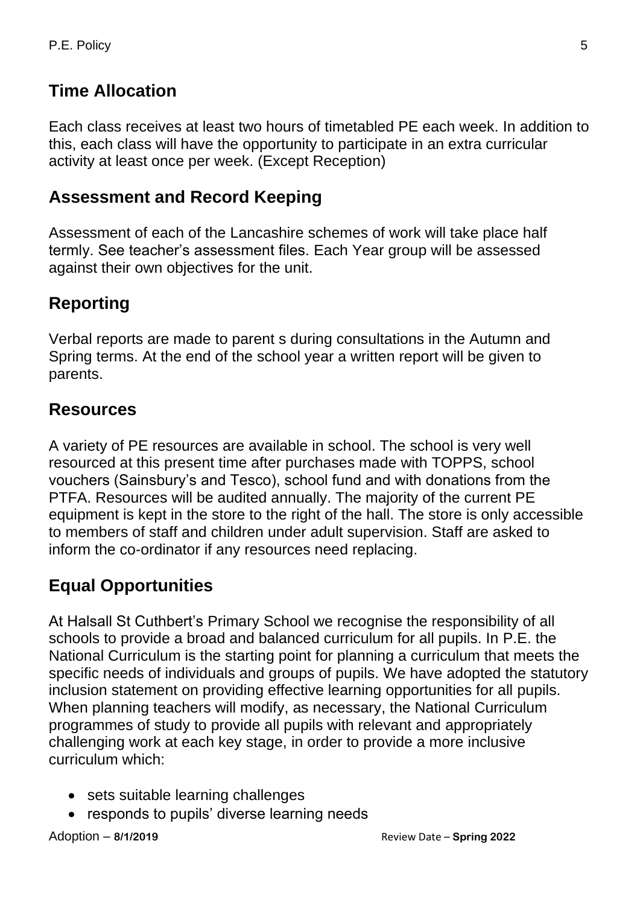## Time Allocation

Each class receives at least two hours of timetabled PE each week. In addition to this, each class will have the opportunity to participate in an extra curricular activity at least once per week. (Except Reception)

## Assessment and Record Keeping

Assessment of each of the Lancashire schemes of work will take place half termly. See teacher's assessment files. Each Year group will be assessed against their own objectives for the unit.

## Reporting

Verbal reports are made to parent s during consultations in the Autumn and Spring terms. At the end of the school year a written report will be given to parents.

## Resources

A variety of PE resources are available in school. The school is very well resourced at this present time after purchases made with TOPPS, school vouchers (Sainsbury's and Tesco), school fund and with donations from the PTFA. Resources will be audited annually. The majority of the current PE equipment is kept in the store to the right of the hall. The store is only accessible to members of staff and children under adult supervision. Staff are asked to inform the co-ordinator if any resources need replacing.

## Equal Opportunities

At Halsall St Cuthbert's Primary School we recognise the responsibility of all schools to provide a broad and balanced curriculum for all pupils. In P.E. the National Curriculum is the starting point for planning a curriculum that meets the specific needs of individuals and groups of pupils. We have adopted the statutory inclusion statement on providing effective learning opportunities for all pupils. When planning teachers will modify, as necessary, the National Curriculum programmes of study to provide all pupils with relevant and appropriately challenging work at each key stage, in order to provide a more inclusive curriculum which:

- sets suitable learning challenges
- responds to pupils' diverse learning needs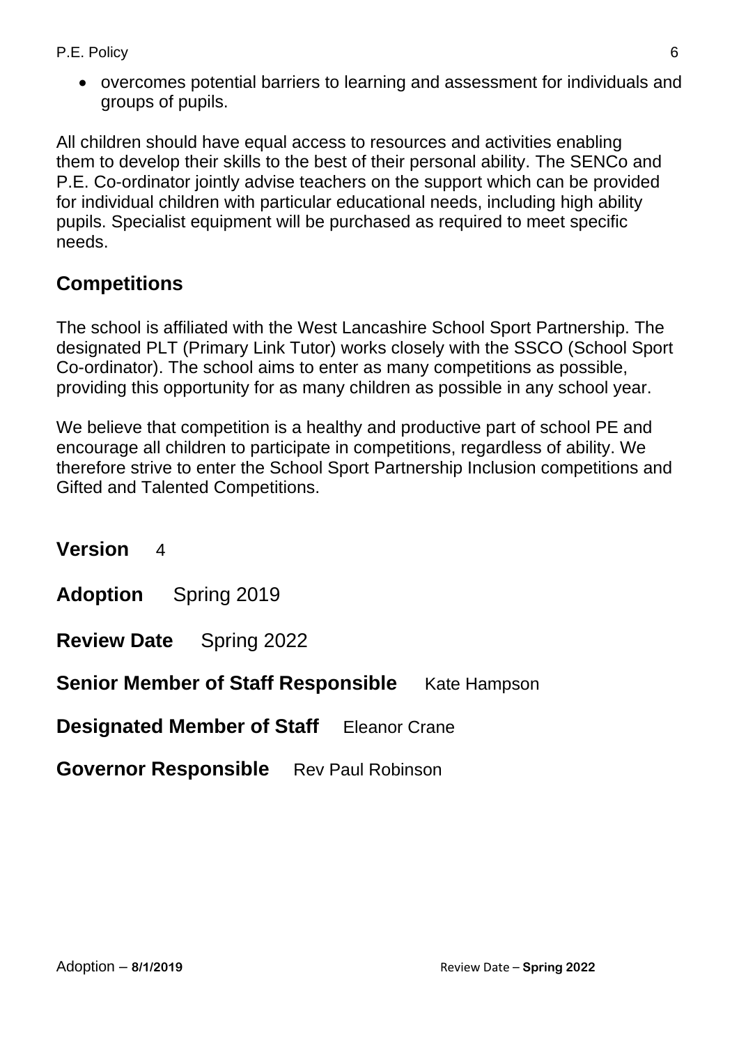- overcomes potential barriers to learning and assessment for individuals and groups of pupils.

All children should have equal access to resources and activities enabling them to develop their skills to the best of their personal ability. The SENCo and P.E. Co-ordinator jointly advise teachers on the support which can be provided for individual children with particular educational needs, including high ability pupils. Specialist equipment will be purchased as required to meet specific needs.

## Competitions

The school is affiliated with the West Lancashire School Sport Partnership. The designated PLT (Primary Link Tutor) works closely with the SSCO (School Sport Co-ordinator). The school aims to enter as many competitions as possible, providing this opportunity for as many children as possible in any school year.

We believe that competition is a healthy and productive part of school PE and encourage all children to participate in competitions, regardless of ability. We therefore strive to enter the School Sport Partnership Inclusion competitions and Gifted and Talented Competitions.

**Version** 4

**Adoption** Spring 2019

**Review Date** Spring 2022

**Senior Member of Staff Responsible** Kate Hampson

**Designated Member of Staff** Eleanor Crane

**Governor Responsible** Rev Paul Robinson

Adoption – **8/1/2019** Review Date – **Spring 2022**